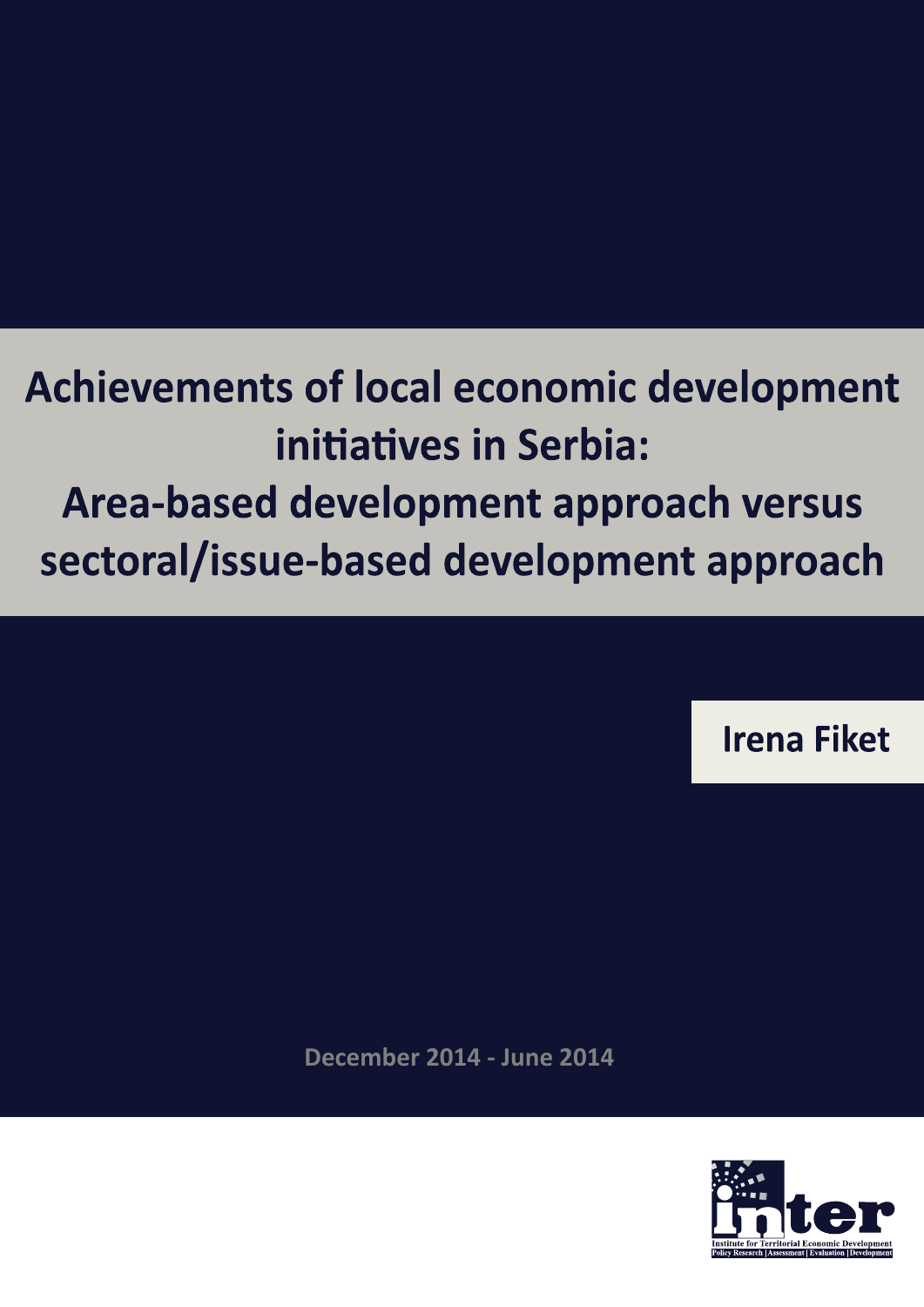# Achievements of local economic development initiatives in Serbia: Area-based development approach versus sectoral/issue-based development approach

**Irena Fiket**

**December 2014 - June 2014**

Institute for Territorial Economic Development
Policy Research | Assessment | Evaluation | Development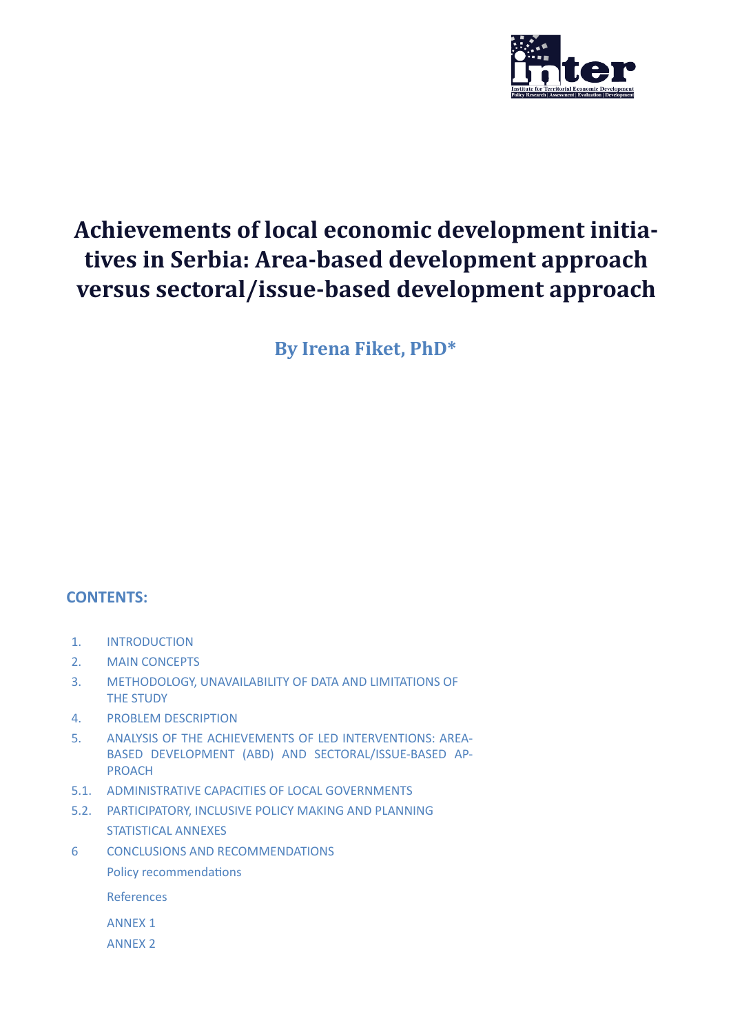# Achievements of local economic development initiatives in Serbia: Area-based development approach versus sectoral/issue-based development approach

**By Irena Fiket, PhD***

## CONTENTS:

1. INTRODUCTION
2. MAIN CONCEPTS
3. METHODOLOGY, UNAVAILABILITY OF DATA AND LIMITATIONS OF THE STUDY
4. PROBLEM DESCRIPTION
5. ANALYSIS OF THE ACHIEVEMENTS OF LED INTERVENTIONS: AREA-BASED DEVELOPMENT (ABD) AND SECTORAL/ISSUE-BASED APPROACH

5.1. ADMINISTRATIVE CAPACITIES OF LOCAL GOVERNMENTS

5.2. PARTICIPATORY, INCLUSIVE POLICY MAKING AND PLANNING

STATISTICAL ANNEXES

6 CONCLUSIONS AND RECOMMENDATIONS

Policy recommendations

References

ANNEX 1

ANNEX 2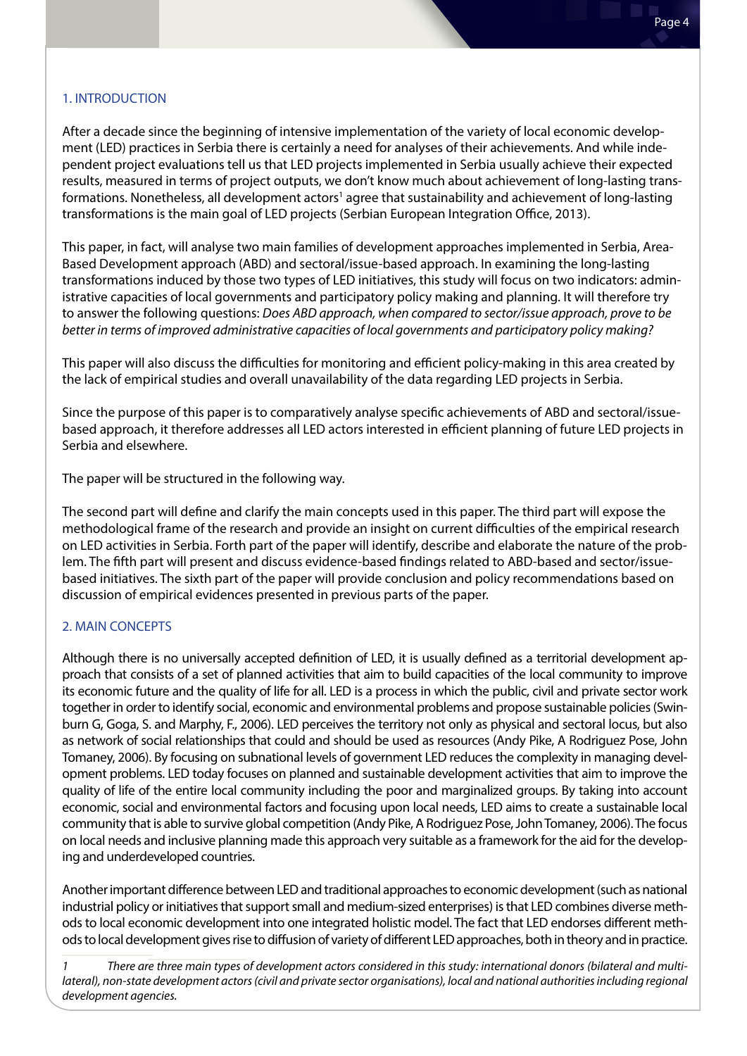## 1. INTRODUCTION

After a decade since the beginning of intensive implementation of the variety of local economic development (LED) practices in Serbia there is certainly a need for analyses of their achievements. And while independent project evaluations tell us that LED projects implemented in Serbia usually achieve their expected results, measured in terms of project outputs, we don't know much about achievement of long-lasting transformations. Nonetheless, all development actors[1] agree that sustainability and achievement of long-lasting transformations is the main goal of LED projects (Serbian European Integration Office, 2013).

This paper, in fact, will analyse two main families of development approaches implemented in Serbia, Area-Based Development approach (ABD) and sectoral/issue-based approach. In examining the long-lasting transformations induced by those two types of LED initiatives, this study will focus on two indicators: administrative capacities of local governments and participatory policy making and planning. It will therefore try to answer the following questions: *Does ABD approach, when compared to sector/issue approach, prove to be better in terms of improved administrative capacities of local governments and participatory policy making?*

This paper will also discuss the difficulties for monitoring and efficient policy-making in this area created by the lack of empirical studies and overall unavailability of the data regarding LED projects in Serbia.

Since the purpose of this paper is to comparatively analyse specific achievements of ABD and sectoral/issue-based approach, it therefore addresses all LED actors interested in efficient planning of future LED projects in Serbia and elsewhere.

The paper will be structured in the following way.

The second part will define and clarify the main concepts used in this paper. The third part will expose the methodological frame of the research and provide an insight on current difficulties of the empirical research on LED activities in Serbia. Forth part of the paper will identify, describe and elaborate the nature of the problem. The fifth part will present and discuss evidence-based findings related to ABD-based and sector/issue-based initiatives. The sixth part of the paper will provide conclusion and policy recommendations based on discussion of empirical evidences presented in previous parts of the paper.

## 2. MAIN CONCEPTS

Although there is no universally accepted definition of LED, it is usually defined as a territorial development approach that consists of a set of planned activities that aim to build capacities of the local community to improve its economic future and the quality of life for all. LED is a process in which the public, civil and private sector work together in order to identify social, economic and environmental problems and propose sustainable policies (Swinburn G, Goga, S. and Marphy, F., 2006). LED perceives the territory not only as physical and sectoral locus, but also as network of social relationships that could and should be used as resources (Andy Pike, A Rodriguez Pose, John Tomaney, 2006). By focusing on subnational levels of government LED reduces the complexity in managing development problems. LED today focuses on planned and sustainable development activities that aim to improve the quality of life of the entire local community including the poor and marginalized groups. By taking into account economic, social and environmental factors and focusing upon local needs, LED aims to create a sustainable local community that is able to survive global competition (Andy Pike, A Rodriguez Pose, John Tomaney, 2006). The focus on local needs and inclusive planning made this approach very suitable as a framework for the aid for the developing and underdeveloped countries.

Another important difference between LED and traditional approaches to economic development (such as national industrial policy or initiatives that support small and medium-sized enterprises) is that LED combines diverse methods to local economic development into one integrated holistic model. The fact that LED endorses different methods to local development gives rise to diffusion of variety of different LED approaches, both in theory and in practice.

[1] *There are three main types of development actors considered in this study: international donors (bilateral and multilateral), non-state development actors (civil and private sector organisations), local and national authorities including regional development agencies.*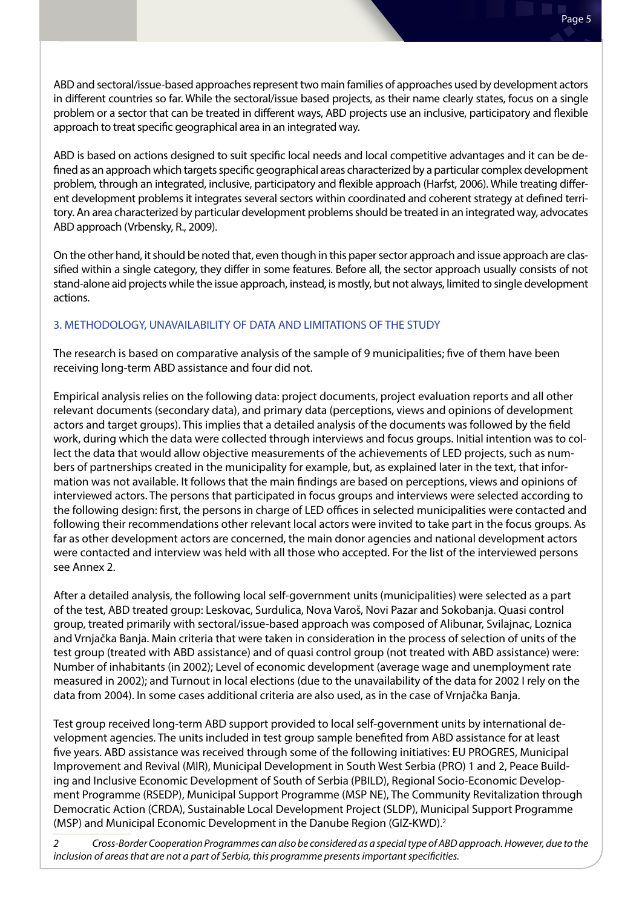ABD and sectoral/issue-based approaches represent two main families of approaches used by development actors in different countries so far. While the sectoral/issue based projects, as their name clearly states, focus on a single problem or a sector that can be treated in different ways, ABD projects use an inclusive, participatory and flexible approach to treat specific geographical area in an integrated way.

ABD is based on actions designed to suit specific local needs and local competitive advantages and it can be defined as an approach which targets specific geographical areas characterized by a particular complex development problem, through an integrated, inclusive, participatory and flexible approach (Harfst, 2006). While treating different development problems it integrates several sectors within coordinated and coherent strategy at defined territory. An area characterized by particular development problems should be treated in an integrated way, advocates ABD approach (Vrbensky, R., 2009).

On the other hand, it should be noted that, even though in this paper sector approach and issue approach are classified within a single category, they differ in some features. Before all, the sector approach usually consists of not stand-alone aid projects while the issue approach, instead, is mostly, but not always, limited to single development actions.

## 3. METHODOLOGY, UNAVAILABILITY OF DATA AND LIMITATIONS OF THE STUDY

The research is based on comparative analysis of the sample of 9 municipalities; five of them have been receiving long-term ABD assistance and four did not.

Empirical analysis relies on the following data: project documents, project evaluation reports and all other relevant documents (secondary data), and primary data (perceptions, views and opinions of development actors and target groups). This implies that a detailed analysis of the documents was followed by the field work, during which the data were collected through interviews and focus groups. Initial intention was to collect the data that would allow objective measurements of the achievements of LED projects, such as numbers of partnerships created in the municipality for example, but, as explained later in the text, that information was not available. It follows that the main findings are based on perceptions, views and opinions of interviewed actors. The persons that participated in focus groups and interviews were selected according to the following design: first, the persons in charge of LED offices in selected municipalities were contacted and following their recommendations other relevant local actors were invited to take part in the focus groups. As far as other development actors are concerned, the main donor agencies and national development actors were contacted and interview was held with all those who accepted. For the list of the interviewed persons see Annex 2.

After a detailed analysis, the following local self-government units (municipalities) were selected as a part of the test, ABD treated group: Leskovac, Surdulica, Nova Varoš, Novi Pazar and Sokobanja. Quasi control group, treated primarily with sectoral/issue-based approach was composed of Alibunar, Svilajnac, Loznica and Vrnjačka Banja. Main criteria that were taken in consideration in the process of selection of units of the test group (treated with ABD assistance) and of quasi control group (not treated with ABD assistance) were: Number of inhabitants (in 2002); Level of economic development (average wage and unemployment rate measured in 2002); and Turnout in local elections (due to the unavailability of the data for 2002 I rely on the data from 2004). In some cases additional criteria are also used, as in the case of Vrnjačka Banja.

Test group received long-term ABD support provided to local self-government units by international development agencies. The units included in test group sample benefited from ABD assistance for at least five years. ABD assistance was received through some of the following initiatives: EU PROGRES, Municipal Improvement and Revival (MIR), Municipal Development in South West Serbia (PRO) 1 and 2, Peace Building and Inclusive Economic Development of South of Serbia (PBILD), Regional Socio-Economic Development Programme (RSEDP), Municipal Support Programme (MSP NE), The Community Revitalization through Democratic Action (CRDA), Sustainable Local Development Project (SLDP), Municipal Support Programme (MSP) and Municipal Economic Development in the Danube Region (GIZ-KWD).[2]

*2 Cross-Border Cooperation Programmes can also be considered as a special type of ABD approach. However, due to the inclusion of areas that are not a part of Serbia, this programme presents important specificities.*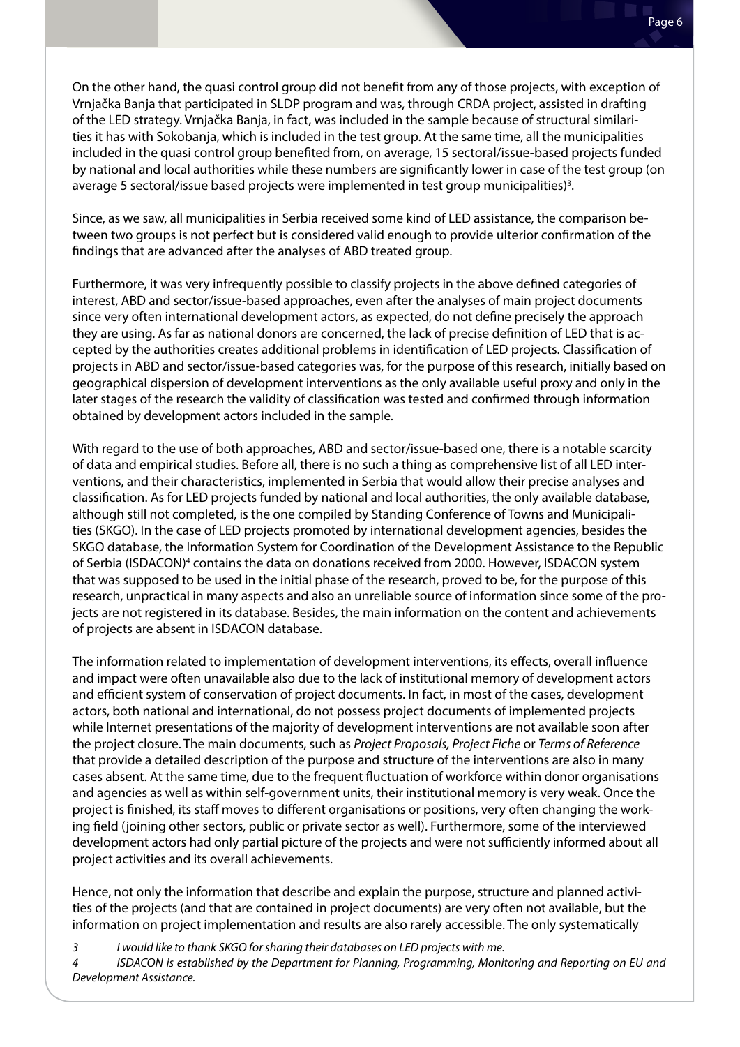On the other hand, the quasi control group did not benefit from any of those projects, with exception of Vrnjačka Banja that participated in SLDP program and was, through CRDA project, assisted in drafting of the LED strategy. Vrnjačka Banja, in fact, was included in the sample because of structural similarities it has with Sokobanja, which is included in the test group. At the same time, all the municipalities included in the quasi control group benefited from, on average, 15 sectoral/issue-based projects funded by national and local authorities while these numbers are significantly lower in case of the test group (on average 5 sectoral/issue based projects were implemented in test group municipalities)[3].

Since, as we saw, all municipalities in Serbia received some kind of LED assistance, the comparison between two groups is not perfect but is considered valid enough to provide ulterior confirmation of the findings that are advanced after the analyses of ABD treated group.

Furthermore, it was very infrequently possible to classify projects in the above defined categories of interest, ABD and sector/issue-based approaches, even after the analyses of main project documents since very often international development actors, as expected, do not define precisely the approach they are using. As far as national donors are concerned, the lack of precise definition of LED that is accepted by the authorities creates additional problems in identification of LED projects. Classification of projects in ABD and sector/issue-based categories was, for the purpose of this research, initially based on geographical dispersion of development interventions as the only available useful proxy and only in the later stages of the research the validity of classification was tested and confirmed through information obtained by development actors included in the sample.

With regard to the use of both approaches, ABD and sector/issue-based one, there is a notable scarcity of data and empirical studies. Before all, there is no such a thing as comprehensive list of all LED interventions, and their characteristics, implemented in Serbia that would allow their precise analyses and classification. As for LED projects funded by national and local authorities, the only available database, although still not completed, is the one compiled by Standing Conference of Towns and Municipalities (SKGO). In the case of LED projects promoted by international development agencies, besides the SKGO database, the Information System for Coordination of the Development Assistance to the Republic of Serbia (ISDACON)[4] contains the data on donations received from 2000. However, ISDACON system that was supposed to be used in the initial phase of the research, proved to be, for the purpose of this research, unpractical in many aspects and also an unreliable source of information since some of the projects are not registered in its database. Besides, the main information on the content and achievements of projects are absent in ISDACON database.

The information related to implementation of development interventions, its effects, overall influence and impact were often unavailable also due to the lack of institutional memory of development actors and efficient system of conservation of project documents. In fact, in most of the cases, development actors, both national and international, do not possess project documents of implemented projects while Internet presentations of the majority of development interventions are not available soon after the project closure. The main documents, such as *Project Proposals, Project Fiche* or *Terms of Reference* that provide a detailed description of the purpose and structure of the interventions are also in many cases absent. At the same time, due to the frequent fluctuation of workforce within donor organisations and agencies as well as within self-government units, their institutional memory is very weak. Once the project is finished, its staff moves to different organisations or positions, very often changing the working field (joining other sectors, public or private sector as well). Furthermore, some of the interviewed development actors had only partial picture of the projects and were not sufficiently informed about all project activities and its overall achievements.

Hence, not only the information that describe and explain the purpose, structure and planned activities of the projects (and that are contained in project documents) are very often not available, but the information on project implementation and results are also rarely accessible. The only systematically

3 *I would like to thank SKGO for sharing their databases on LED projects with me.*

4 *ISDACON is established by the Department for Planning, Programming, Monitoring and Reporting on EU and Development Assistance.*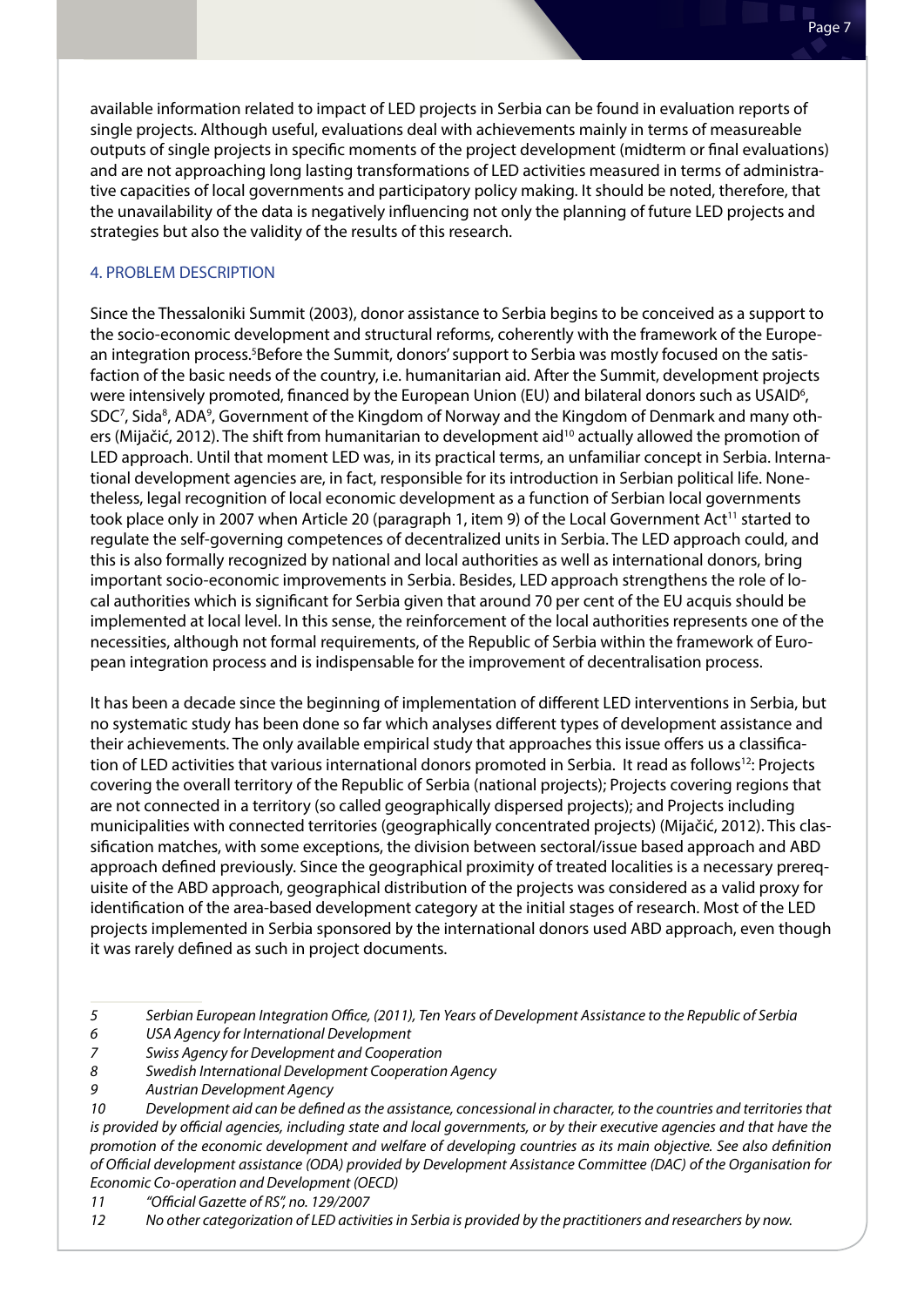available information related to impact of LED projects in Serbia can be found in evaluation reports of single projects. Although useful, evaluations deal with achievements mainly in terms of measureable outputs of single projects in specific moments of the project development (midterm or final evaluations) and are not approaching long lasting transformations of LED activities measured in terms of administrative capacities of local governments and participatory policy making. It should be noted, therefore, that the unavailability of the data is negatively influencing not only the planning of future LED projects and strategies but also the validity of the results of this research.

## 4. PROBLEM DESCRIPTION

Since the Thessaloniki Summit (2003), donor assistance to Serbia begins to be conceived as a support to the socio-economic development and structural reforms, coherently with the framework of the European integration process.[5] Before the Summit, donors' support to Serbia was mostly focused on the satisfaction of the basic needs of the country, i.e. humanitarian aid. After the Summit, development projects were intensively promoted, financed by the European Union (EU) and bilateral donors such as USAID[6], SDC[7], Sida[8], ADA[9], Government of the Kingdom of Norway and the Kingdom of Denmark and many others (Mijačić, 2012). The shift from humanitarian to development aid[10] actually allowed the promotion of LED approach. Until that moment LED was, in its practical terms, an unfamiliar concept in Serbia. International development agencies are, in fact, responsible for its introduction in Serbian political life. Nonetheless, legal recognition of local economic development as a function of Serbian local governments took place only in 2007 when Article 20 (paragraph 1, item 9) of the Local Government Act[11] started to regulate the self-governing competences of decentralized units in Serbia. The LED approach could, and this is also formally recognized by national and local authorities as well as international donors, bring important socio-economic improvements in Serbia. Besides, LED approach strengthens the role of local authorities which is significant for Serbia given that around 70 per cent of the EU acquis should be implemented at local level. In this sense, the reinforcement of the local authorities represents one of the necessities, although not formal requirements, of the Republic of Serbia within the framework of European integration process and is indispensable for the improvement of decentralisation process.

It has been a decade since the beginning of implementation of different LED interventions in Serbia, but no systematic study has been done so far which analyses different types of development assistance and their achievements. The only available empirical study that approaches this issue offers us a classification of LED activities that various international donors promoted in Serbia. It read as follows[12]: Projects covering the overall territory of the Republic of Serbia (national projects); Projects covering regions that are not connected in a territory (so called geographically dispersed projects); and Projects including municipalities with connected territories (geographically concentrated projects) (Mijačić, 2012). This classification matches, with some exceptions, the division between sectoral/issue based approach and ABD approach defined previously. Since the geographical proximity of treated localities is a necessary prerequisite of the ABD approach, geographical distribution of the projects was considered as a valid proxy for identification of the area-based development category at the initial stages of research. Most of the LED projects implemented in Serbia sponsored by the international donors used ABD approach, even though it was rarely defined as such in project documents.

---

*5 Serbian European Integration Office, (2011), Ten Years of Development Assistance to the Republic of Serbia*

*6 USA Agency for International Development*

*7 Swiss Agency for Development and Cooperation*

*8 Swedish International Development Cooperation Agency*

*9 Austrian Development Agency*

*10 Development aid can be defined as the assistance, concessional in character, to the countries and territories that is provided by official agencies, including state and local governments, or by their executive agencies and that have the promotion of the economic development and welfare of developing countries as its main objective. See also definition of Official development assistance (ODA) provided by Development Assistance Committee (DAC) of the Organisation for Economic Co-operation and Development (OECD)*

*11 "Official Gazette of RS", no. 129/2007*

*12 No other categorization of LED activities in Serbia is provided by the practitioners and researchers by now.*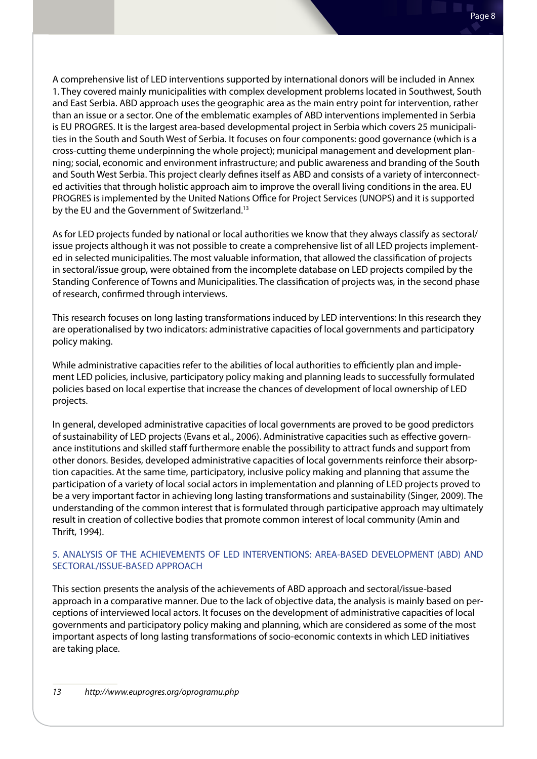A comprehensive list of LED interventions supported by international donors will be included in Annex 1. They covered mainly municipalities with complex development problems located in Southwest, South and East Serbia. ABD approach uses the geographic area as the main entry point for intervention, rather than an issue or a sector. One of the emblematic examples of ABD interventions implemented in Serbia is EU PROGRES. It is the largest area-based developmental project in Serbia which covers 25 municipalities in the South and South West of Serbia. It focuses on four components: good governance (which is a cross-cutting theme underpinning the whole project); municipal management and development planning; social, economic and environment infrastructure; and public awareness and branding of the South and South West Serbia. This project clearly defines itself as ABD and consists of a variety of interconnected activities that through holistic approach aim to improve the overall living conditions in the area. EU PROGRES is implemented by the United Nations Office for Project Services (UNOPS) and it is supported by the EU and the Government of Switzerland.[13]

As for LED projects funded by national or local authorities we know that they always classify as sectoral/issue projects although it was not possible to create a comprehensive list of all LED projects implemented in selected municipalities. The most valuable information, that allowed the classification of projects in sectoral/issue group, were obtained from the incomplete database on LED projects compiled by the Standing Conference of Towns and Municipalities. The classification of projects was, in the second phase of research, confirmed through interviews.

This research focuses on long lasting transformations induced by LED interventions: In this research they are operationalised by two indicators: administrative capacities of local governments and participatory policy making.

While administrative capacities refer to the abilities of local authorities to efficiently plan and implement LED policies, inclusive, participatory policy making and planning leads to successfully formulated policies based on local expertise that increase the chances of development of local ownership of LED projects.

In general, developed administrative capacities of local governments are proved to be good predictors of sustainability of LED projects (Evans et al., 2006). Administrative capacities such as effective governance institutions and skilled staff furthermore enable the possibility to attract funds and support from other donors. Besides, developed administrative capacities of local governments reinforce their absorption capacities. At the same time, participatory, inclusive policy making and planning that assume the participation of a variety of local social actors in implementation and planning of LED projects proved to be a very important factor in achieving long lasting transformations and sustainability (Singer, 2009). The understanding of the common interest that is formulated through participative approach may ultimately result in creation of collective bodies that promote common interest of local community (Amin and Thrift, 1994).

## 5. ANALYSIS OF THE ACHIEVEMENTS OF LED INTERVENTIONS: AREA-BASED DEVELOPMENT (ABD) AND SECTORAL/ISSUE-BASED APPROACH

This section presents the analysis of the achievements of ABD approach and sectoral/issue-based approach in a comparative manner. Due to the lack of objective data, the analysis is mainly based on perceptions of interviewed local actors. It focuses on the development of administrative capacities of local governments and participatory policy making and planning, which are considered as some of the most important aspects of long lasting transformations of socio-economic contexts in which LED initiatives are taking place.

---

13 *http://www.euprogres.org/oprogramu.php*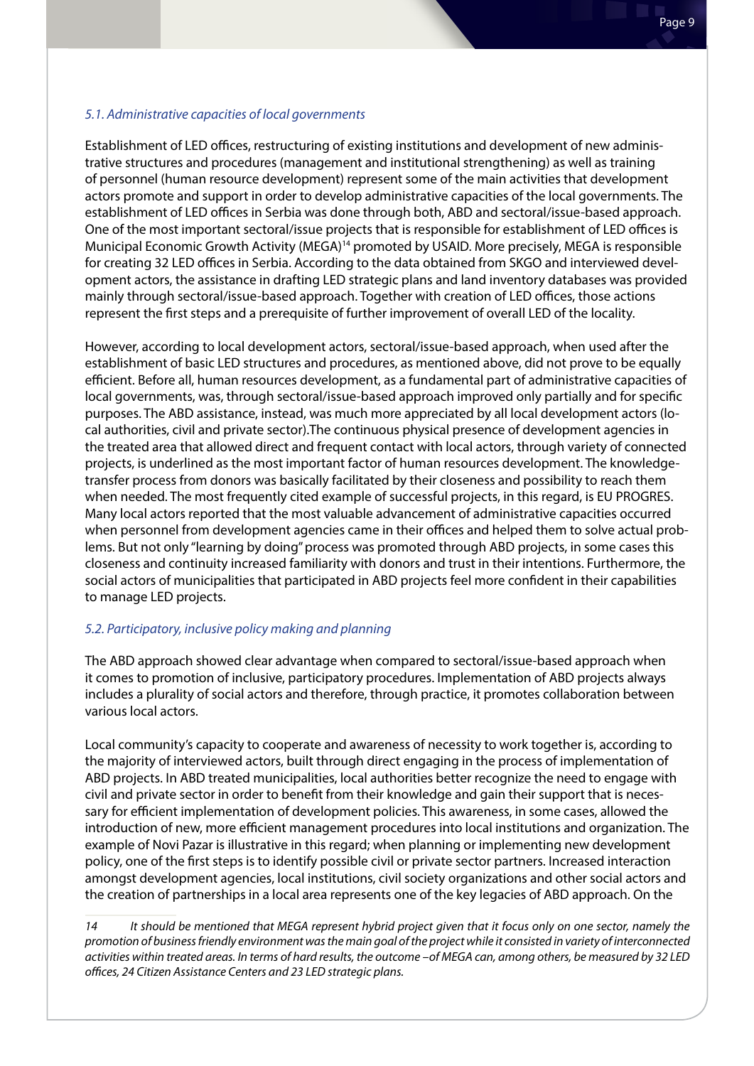### *5.1. Administrative capacities of local governments*

Establishment of LED offices, restructuring of existing institutions and development of new administrative structures and procedures (management and institutional strengthening) as well as training of personnel (human resource development) represent some of the main activities that development actors promote and support in order to develop administrative capacities of the local governments. The establishment of LED offices in Serbia was done through both, ABD and sectoral/issue-based approach. One of the most important sectoral/issue projects that is responsible for establishment of LED offices is Municipal Economic Growth Activity (MEGA)[14] promoted by USAID. More precisely, MEGA is responsible for creating 32 LED offices in Serbia. According to the data obtained from SKGO and interviewed development actors, the assistance in drafting LED strategic plans and land inventory databases was provided mainly through sectoral/issue-based approach. Together with creation of LED offices, those actions represent the first steps and a prerequisite of further improvement of overall LED of the locality.

However, according to local development actors, sectoral/issue-based approach, when used after the establishment of basic LED structures and procedures, as mentioned above, did not prove to be equally efficient. Before all, human resources development, as a fundamental part of administrative capacities of local governments, was, through sectoral/issue-based approach improved only partially and for specific purposes. The ABD assistance, instead, was much more appreciated by all local development actors (local authorities, civil and private sector).The continuous physical presence of development agencies in the treated area that allowed direct and frequent contact with local actors, through variety of connected projects, is underlined as the most important factor of human resources development. The knowledge-transfer process from donors was basically facilitated by their closeness and possibility to reach them when needed. The most frequently cited example of successful projects, in this regard, is EU PROGRES. Many local actors reported that the most valuable advancement of administrative capacities occurred when personnel from development agencies came in their offices and helped them to solve actual problems. But not only "learning by doing" process was promoted through ABD projects, in some cases this closeness and continuity increased familiarity with donors and trust in their intentions. Furthermore, the social actors of municipalities that participated in ABD projects feel more confident in their capabilities to manage LED projects.

### *5.2. Participatory, inclusive policy making and planning*

The ABD approach showed clear advantage when compared to sectoral/issue-based approach when it comes to promotion of inclusive, participatory procedures. Implementation of ABD projects always includes a plurality of social actors and therefore, through practice, it promotes collaboration between various local actors.

Local community's capacity to cooperate and awareness of necessity to work together is, according to the majority of interviewed actors, built through direct engaging in the process of implementation of ABD projects. In ABD treated municipalities, local authorities better recognize the need to engage with civil and private sector in order to benefit from their knowledge and gain their support that is necessary for efficient implementation of development policies. This awareness, in some cases, allowed the introduction of new, more efficient management procedures into local institutions and organization. The example of Novi Pazar is illustrative in this regard; when planning or implementing new development policy, one of the first steps is to identify possible civil or private sector partners. Increased interaction amongst development agencies, local institutions, civil society organizations and other social actors and the creation of partnerships in a local area represents one of the key legacies of ABD approach. On the

---

*14 It should be mentioned that MEGA represent hybrid project given that it focus only on one sector, namely the promotion of business friendly environment was the main goal of the project while it consisted in variety of interconnected activities within treated areas. In terms of hard results, the outcome –of MEGA can, among others, be measured by 32 LED offices, 24 Citizen Assistance Centers and 23 LED strategic plans.*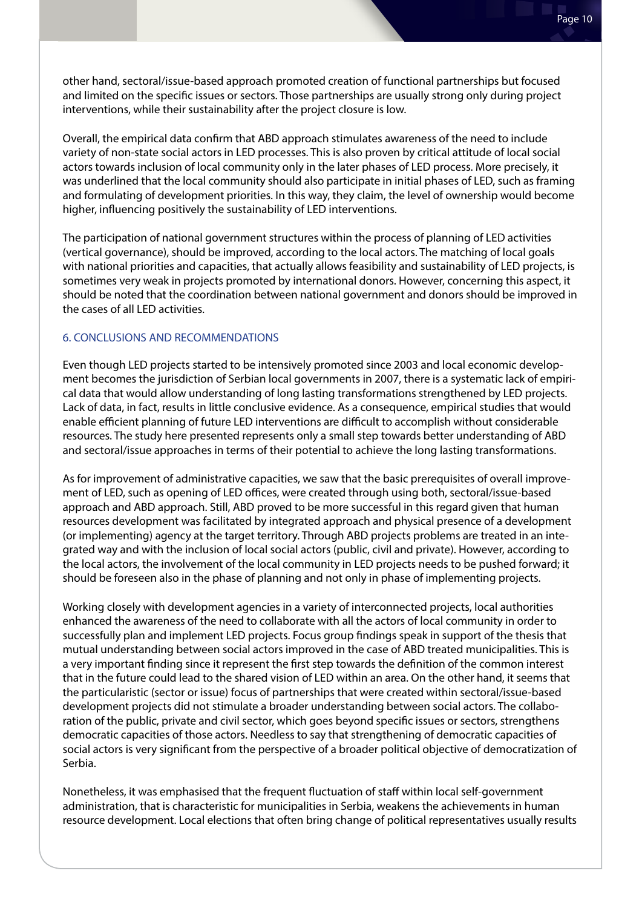other hand, sectoral/issue-based approach promoted creation of functional partnerships but focused and limited on the specific issues or sectors. Those partnerships are usually strong only during project interventions, while their sustainability after the project closure is low.

Overall, the empirical data confirm that ABD approach stimulates awareness of the need to include variety of non-state social actors in LED processes. This is also proven by critical attitude of local social actors towards inclusion of local community only in the later phases of LED process. More precisely, it was underlined that the local community should also participate in initial phases of LED, such as framing and formulating of development priorities. In this way, they claim, the level of ownership would become higher, influencing positively the sustainability of LED interventions.

The participation of national government structures within the process of planning of LED activities (vertical governance), should be improved, according to the local actors. The matching of local goals with national priorities and capacities, that actually allows feasibility and sustainability of LED projects, is sometimes very weak in projects promoted by international donors. However, concerning this aspect, it should be noted that the coordination between national government and donors should be improved in the cases of all LED activities.

## 6. CONCLUSIONS AND RECOMMENDATIONS

Even though LED projects started to be intensively promoted since 2003 and local economic development becomes the jurisdiction of Serbian local governments in 2007, there is a systematic lack of empirical data that would allow understanding of long lasting transformations strengthened by LED projects. Lack of data, in fact, results in little conclusive evidence. As a consequence, empirical studies that would enable efficient planning of future LED interventions are difficult to accomplish without considerable resources. The study here presented represents only a small step towards better understanding of ABD and sectoral/issue approaches in terms of their potential to achieve the long lasting transformations.

As for improvement of administrative capacities, we saw that the basic prerequisites of overall improvement of LED, such as opening of LED offices, were created through using both, sectoral/issue-based approach and ABD approach. Still, ABD proved to be more successful in this regard given that human resources development was facilitated by integrated approach and physical presence of a development (or implementing) agency at the target territory. Through ABD projects problems are treated in an integrated way and with the inclusion of local social actors (public, civil and private). However, according to the local actors, the involvement of the local community in LED projects needs to be pushed forward; it should be foreseen also in the phase of planning and not only in phase of implementing projects.

Working closely with development agencies in a variety of interconnected projects, local authorities enhanced the awareness of the need to collaborate with all the actors of local community in order to successfully plan and implement LED projects. Focus group findings speak in support of the thesis that mutual understanding between social actors improved in the case of ABD treated municipalities. This is a very important finding since it represent the first step towards the definition of the common interest that in the future could lead to the shared vision of LED within an area. On the other hand, it seems that the particularistic (sector or issue) focus of partnerships that were created within sectoral/issue-based development projects did not stimulate a broader understanding between social actors. The collaboration of the public, private and civil sector, which goes beyond specific issues or sectors, strengthens democratic capacities of those actors. Needless to say that strengthening of democratic capacities of social actors is very significant from the perspective of a broader political objective of democratization of Serbia.

Nonetheless, it was emphasised that the frequent fluctuation of staff within local self-government administration, that is characteristic for municipalities in Serbia, weakens the achievements in human resource development. Local elections that often bring change of political representatives usually results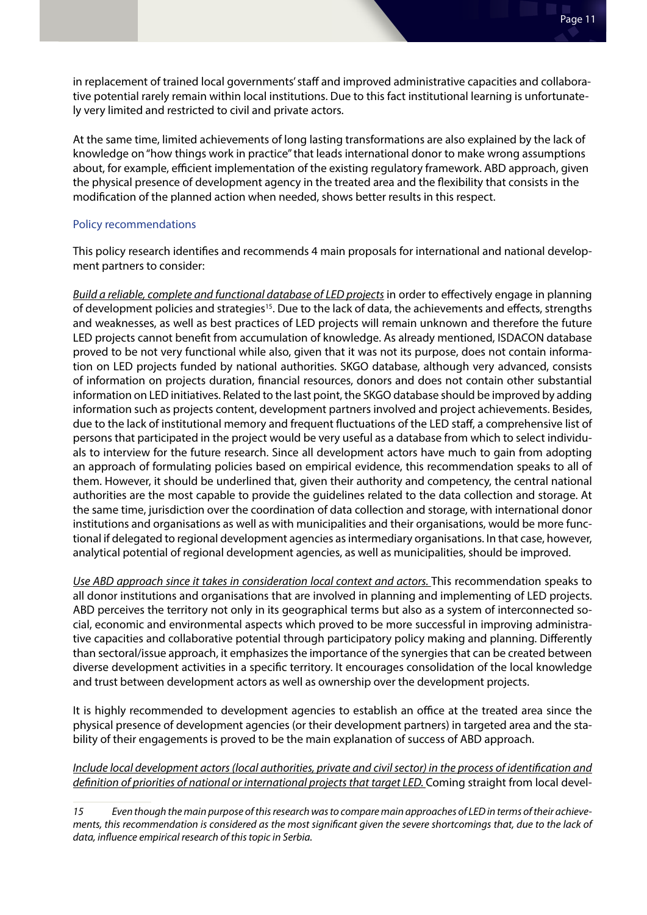in replacement of trained local governments' staff and improved administrative capacities and collaborative potential rarely remain within local institutions. Due to this fact institutional learning is unfortunately very limited and restricted to civil and private actors.

At the same time, limited achievements of long lasting transformations are also explained by the lack of knowledge on "how things work in practice" that leads international donor to make wrong assumptions about, for example, efficient implementation of the existing regulatory framework. ABD approach, given the physical presence of development agency in the treated area and the flexibility that consists in the modification of the planned action when needed, shows better results in this respect.

## Policy recommendations

This policy research identifies and recommends 4 main proposals for international and national development partners to consider:

*Build a reliable, complete and functional database of LED projects* in order to effectively engage in planning of development policies and strategies[15]. Due to the lack of data, the achievements and effects, strengths and weaknesses, as well as best practices of LED projects will remain unknown and therefore the future LED projects cannot benefit from accumulation of knowledge. As already mentioned, ISDACON database proved to be not very functional while also, given that it was not its purpose, does not contain information on LED projects funded by national authorities. SKGO database, although very advanced, consists of information on projects duration, financial resources, donors and does not contain other substantial information on LED initiatives. Related to the last point, the SKGO database should be improved by adding information such as projects content, development partners involved and project achievements. Besides, due to the lack of institutional memory and frequent fluctuations of the LED staff, a comprehensive list of persons that participated in the project would be very useful as a database from which to select individuals to interview for the future research. Since all development actors have much to gain from adopting an approach of formulating policies based on empirical evidence, this recommendation speaks to all of them. However, it should be underlined that, given their authority and competency, the central national authorities are the most capable to provide the guidelines related to the data collection and storage. At the same time, jurisdiction over the coordination of data collection and storage, with international donor institutions and organisations as well as with municipalities and their organisations, would be more functional if delegated to regional development agencies as intermediary organisations. In that case, however, analytical potential of regional development agencies, as well as municipalities, should be improved.

*Use ABD approach since it takes in consideration local context and actors.* This recommendation speaks to all donor institutions and organisations that are involved in planning and implementing of LED projects. ABD perceives the territory not only in its geographical terms but also as a system of interconnected social, economic and environmental aspects which proved to be more successful in improving administrative capacities and collaborative potential through participatory policy making and planning. Differently than sectoral/issue approach, it emphasizes the importance of the synergies that can be created between diverse development activities in a specific territory. It encourages consolidation of the local knowledge and trust between development actors as well as ownership over the development projects.

It is highly recommended to development agencies to establish an office at the treated area since the physical presence of development agencies (or their development partners) in targeted area and the stability of their engagements is proved to be the main explanation of success of ABD approach.

*Include local development actors (local authorities, private and civil sector) in the process of identification and definition of priorities of national or international projects that target LED.* Coming straight from local devel-

15 *Even though the main purpose of this research was to compare main approaches of LED in terms of their achievements, this recommendation is considered as the most significant given the severe shortcomings that, due to the lack of data, influence empirical research of this topic in Serbia.*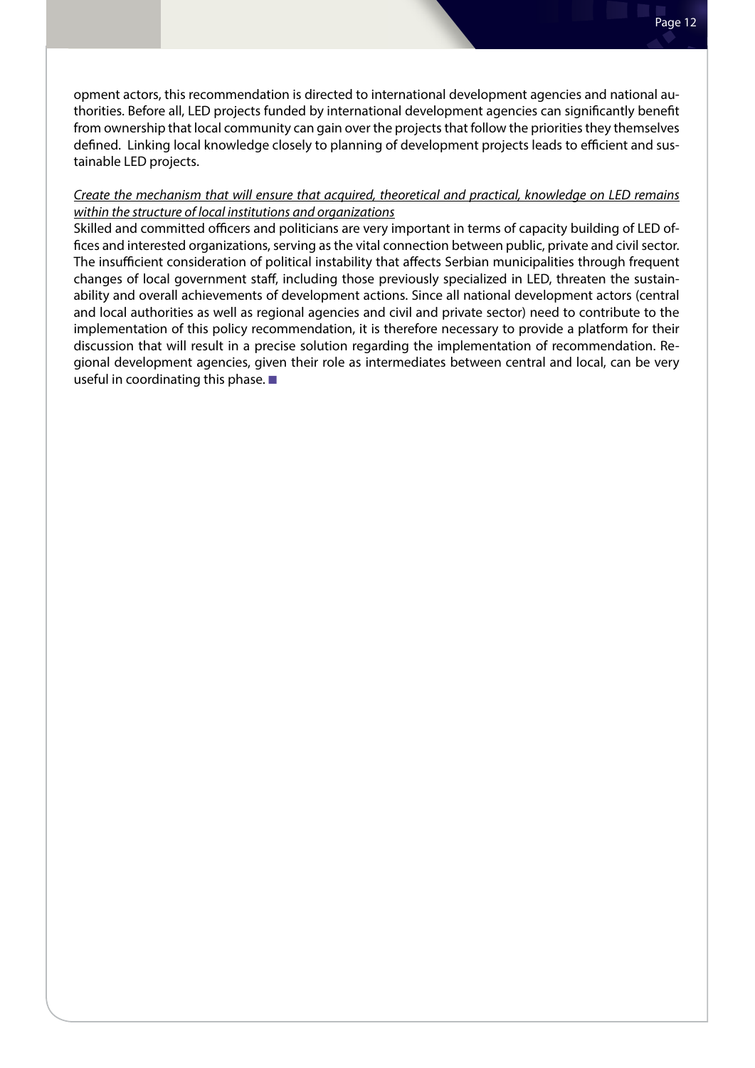opment actors, this recommendation is directed to international development agencies and national authorities. Before all, LED projects funded by international development agencies can significantly benefit from ownership that local community can gain over the projects that follow the priorities they themselves defined. Linking local knowledge closely to planning of development projects leads to efficient and sustainable LED projects.

*Create the mechanism that will ensure that acquired, theoretical and practical, knowledge on LED remains within the structure of local institutions and organizations*

Skilled and committed officers and politicians are very important in terms of capacity building of LED offices and interested organizations, serving as the vital connection between public, private and civil sector. The insufficient consideration of political instability that affects Serbian municipalities through frequent changes of local government staff, including those previously specialized in LED, threaten the sustainability and overall achievements of development actions. Since all national development actors (central and local authorities as well as regional agencies and civil and private sector) need to contribute to the implementation of this policy recommendation, it is therefore necessary to provide a platform for their discussion that will result in a precise solution regarding the implementation of recommendation. Regional development agencies, given their role as intermediates between central and local, can be very useful in coordinating this phase. ■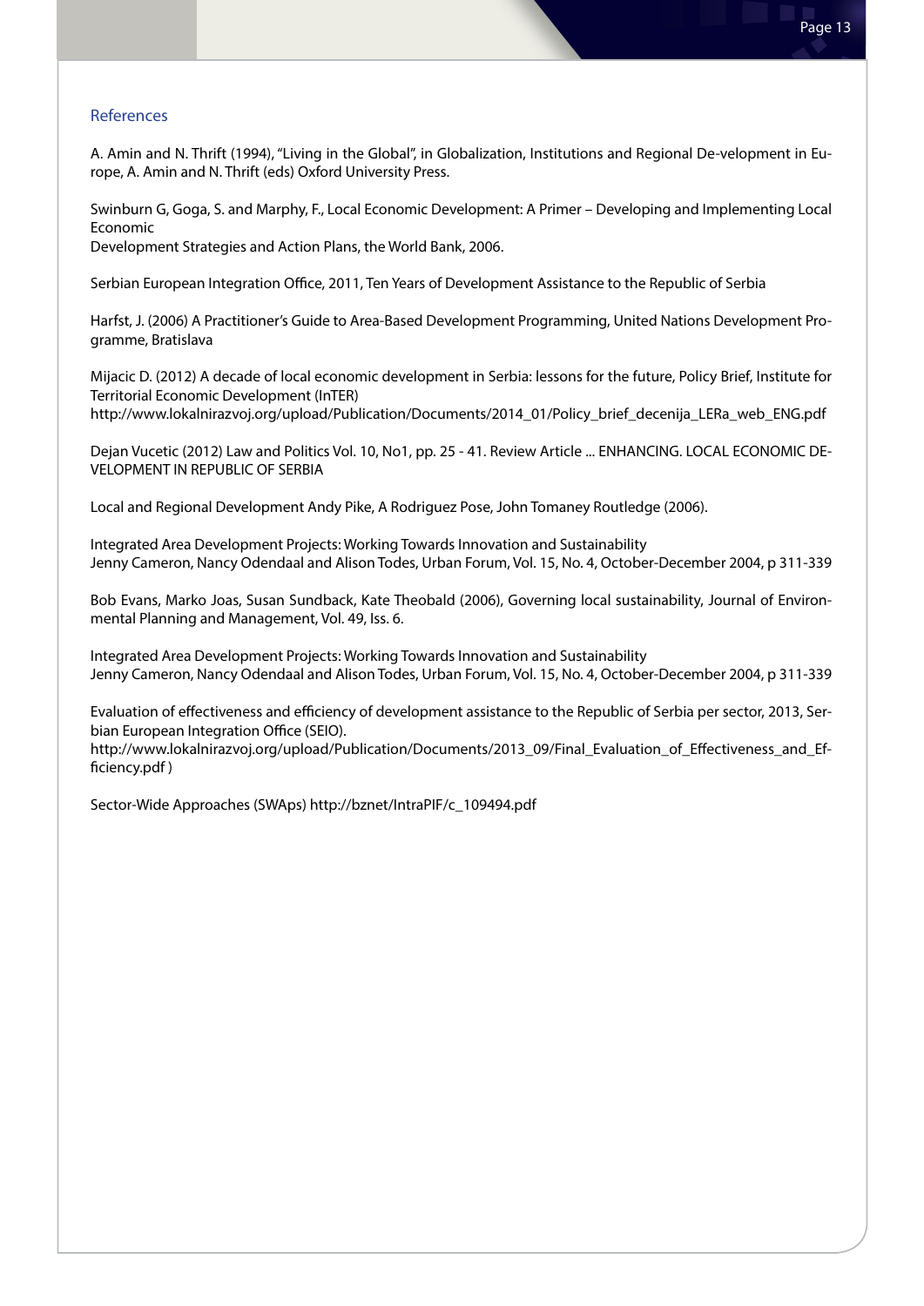## References

A. Amin and N. Thrift (1994), "Living in the Global", in Globalization, Institutions and Regional De-velopment in Europe, A. Amin and N. Thrift (eds) Oxford University Press.

Swinburn G, Goga, S. and Marphy, F., Local Economic Development: A Primer – Developing and Implementing Local Economic
Development Strategies and Action Plans, the World Bank, 2006.

Serbian European Integration Office, 2011, Ten Years of Development Assistance to the Republic of Serbia

Harfst, J. (2006) A Practitioner's Guide to Area-Based Development Programming, United Nations Development Programme, Bratislava

Mijacic D. (2012) A decade of local economic development in Serbia: lessons for the future, Policy Brief, Institute for Territorial Economic Development (InTER)
http://www.lokalnirazvoj.org/upload/Publication/Documents/2014_01/Policy_brief_decenija_LERa_web_ENG.pdf

Dejan Vucetic (2012) Law and Politics Vol. 10, No1, pp. 25 - 41. Review Article ... ENHANCING. LOCAL ECONOMIC DEVELOPMENT IN REPUBLIC OF SERBIA

Local and Regional Development Andy Pike, A Rodriguez Pose, John Tomaney Routledge (2006).

Integrated Area Development Projects: Working Towards Innovation and Sustainability
Jenny Cameron, Nancy Odendaal and Alison Todes, Urban Forum, Vol. 15, No. 4, October-December 2004, p 311-339

Bob Evans, Marko Joas, Susan Sundback, Kate Theobald (2006), Governing local sustainability, Journal of Environmental Planning and Management, Vol. 49, Iss. 6.

Integrated Area Development Projects: Working Towards Innovation and Sustainability
Jenny Cameron, Nancy Odendaal and Alison Todes, Urban Forum, Vol. 15, No. 4, October-December 2004, p 311-339

Evaluation of effectiveness and efficiency of development assistance to the Republic of Serbia per sector, 2013, Serbian European Integration Office (SEIO).
http://www.lokalnirazvoj.org/upload/Publication/Documents/2013_09/Final_Evaluation_of_Effectiveness_and_Efficiency.pdf )

Sector-Wide Approaches (SWAps) http://bznet/IntraPIF/c_109494.pdf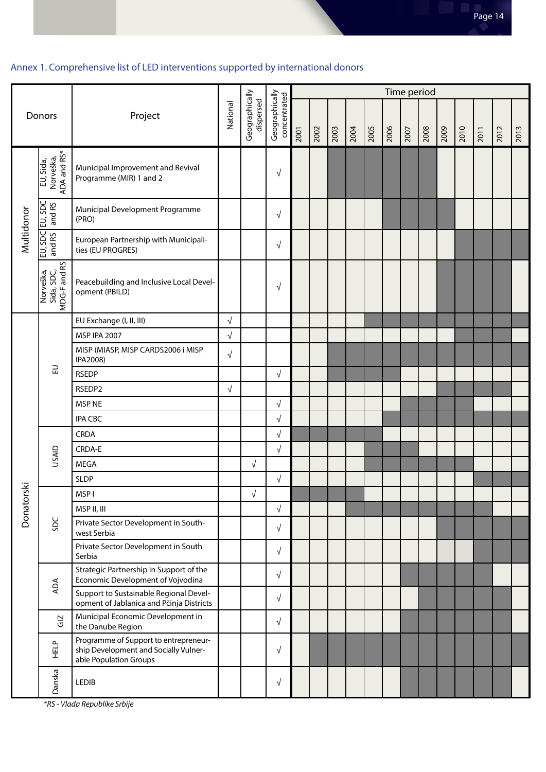## Annex 1. Comprehensive list of LED interventions supported by international donors

| Donors | | Project | National | Geographically dispersed | Geographically concentrated | Time period | | | | | | | | | | | | |
|---|---|---|---|---|---|---|---|---|---|---|---|---|---|---|---|---|---|---|
| | | | | | | 2001 | 2002 | 2003 | 2004 | 2005 | 2006 | 2007 | 2008 | 2009 | 2010 | 2011 | 2012 | 2013 |
| Multidonor | EU, Sida, Norveška, ADA and RS* | Municipal Improvement and Revival Programme (MIR) 1 and 2 | | | √ | | | ■ | ■ | ■ | ■ | ■ | ■ | | | | | |
| | EU, SDC and RS | Municipal Development Programme (PRO) | | | √ | | | | | | ■ | ■ | ■ | ■ | | | | |
| | EU, SDC and RS | European Partnership with Municipalities (EU PROGRES) | | | √ | | | | | | | | | | ■ | ■ | ■ | ■ |
| | Norveška, Sida, SDC, MDG-F and RS | Peacebuilding and Inclusive Local Development (PBILD) | | | √ | | | | | | | | | ■ | ■ | ■ | ■ | ■ |
| Donatorski | EU | EU Exchange (I, II, III) | √ | | | | | | | ■ | ■ | ■ | ■ | ■ | ■ | ■ | ■ | ■ |
| | EU | MSP IPA 2007 | √ | | | | | | | | | | | | ■ | ■ | ■ | |
| | EU | MISP (MIASP, MISP CARDS2006 i MISP IPA2008) | √ | | | | | ■ | ■ | ■ | ■ | ■ | ■ | ■ | ■ | ■ | ■ | ■ |
| | EU | RSEDP | | | √ | | | ■ | ■ | ■ | ■ | | | | | | | |
| | EU | RSEDP2 | √ | | | | | | | | | | | ■ | ■ | ■ | ■ | |
| | EU | MSP NE | | | √ | | | | | | | ■ | ■ | ■ | ■ | | | |
| | EU | IPA CBC | | | √ | | | | | | ■ | ■ | ■ | ■ | ■ | ■ | ■ | ■ |
| | USAID | CRDA | | | √ | ■ | ■ | ■ | ■ | ■ | | | | | | | | |
| | USAID | CRDA-E | | | √ | | | | | ■ | ■ | ■ | | | | | | |
| | USAID | MEGA | | √ | | | | | | ■ | ■ | ■ | ■ | ■ | ■ | | | |
| | USAID | SLDP | | | √ | | | | | | | | | | | ■ | ■ | ■ |
| | SDC | MSP I | | √ | | ■ | ■ | ■ | ■ | | | | | | | | | |
| | SDC | MSP II, III | | | √ | | | | ■ | ■ | ■ | ■ | ■ | ■ | ■ | ■ | | |
| | SDC | Private Sector Development in Southwest Serbia | | | √ | | | | | | | | | ■ | ■ | ■ | ■ | ■ |
| | SDC | Private Sector Development in South Serbia | | | √ | | | | | | | | | ░ | ░ | ■ | ■ | ■ |
| | ADA | Strategic Partnership in Support of the Economic Development of Vojvodina | | | √ | | | | | | | ■ | ■ | ■ | ■ | ■ | | |
| | ADA | Support to Sustainable Regional Development of Jablanica and Pčinja Districts | | | √ | | | | | | | | ■ | ■ | ■ | ■ | ■ | |
| | GIZ | Municipal Economic Development in the Danube Region | | | √ | | | | | | | ■ | ■ | ■ | ■ | | | |
| | HELP | Programme of Support to entrepreneurship Development and Socially Vulnerable Population Groups | | | √ | | ■ | ■ | ■ | ■ | ■ | ■ | ■ | ■ | ■ | ■ | ■ | ■ |
| | Danska | LEDIB | | | √ | | | | | | | ■ | ■ | ■ | ■ | ■ | ■ | |

*\*RS - Vlada Republike Srbije*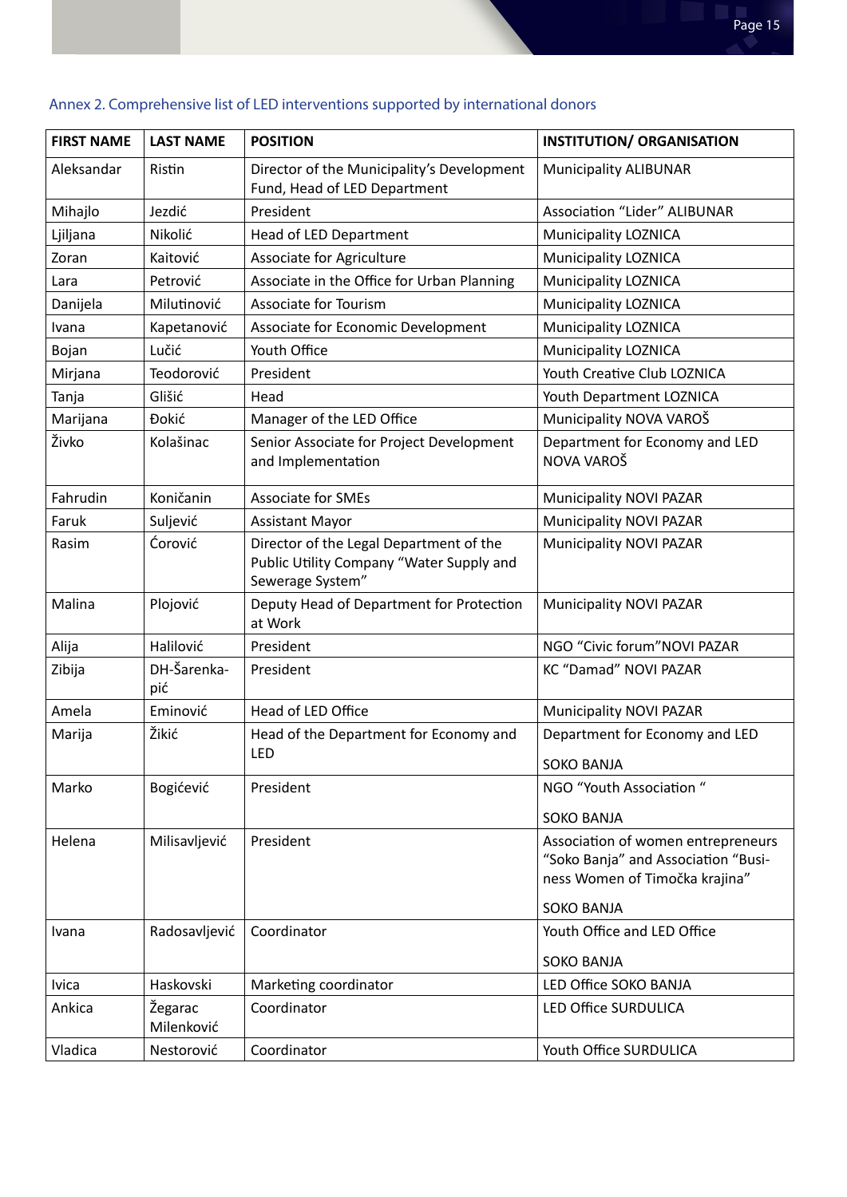Annex 2. Comprehensive list of LED interventions supported by international donors

| FIRST NAME | LAST NAME | POSITION | INSTITUTION/ ORGANISATION |
|---|---|---|---|
| Aleksandar | Ristin | Director of the Municipality's Development Fund, Head of LED Department | Municipality ALIBUNAR |
| Mihajlo | Jezdić | President | Association "Lider" ALIBUNAR |
| Ljiljana | Nikolić | Head of LED Department | Municipality LOZNICA |
| Zoran | Kaitović | Associate for Agriculture | Municipality LOZNICA |
| Lara | Petrović | Associate in the Office for Urban Planning | Municipality LOZNICA |
| Danijela | Milutinović | Associate for Tourism | Municipality LOZNICA |
| Ivana | Kapetanović | Associate for Economic Development | Municipality LOZNICA |
| Bojan | Lučić | Youth Office | Municipality LOZNICA |
| Mirjana | Teodorović | President | Youth Creative Club LOZNICA |
| Tanja | Glišić | Head | Youth Department LOZNICA |
| Marijana | Đokić | Manager of the LED Office | Municipality NOVA VAROŠ |
| Živko | Kolašinac | Senior Associate for Project Development and Implementation | Department for Economy and LED NOVA VAROŠ |
| Fahrudin | Koničanin | Associate for SMEs | Municipality NOVI PAZAR |
| Faruk | Suljević | Assistant Mayor | Municipality NOVI PAZAR |
| Rasim | Ćorović | Director of the Legal Department of the Public Utility Company "Water Supply and Sewerage System" | Municipality NOVI PAZAR |
| Malina | Plojović | Deputy Head of Department for Protection at Work | Municipality NOVI PAZAR |
| Alija | Halilović | President | NGO "Civic forum"NOVI PAZAR |
| Zibija | DH-Šarenkapić | President | KC "Damad" NOVI PAZAR |
| Amela | Eminović | Head of LED Office | Municipality NOVI PAZAR |
| Marija | Žikić | Head of the Department for Economy and LED | Department for Economy and LED SOKO BANJA |
| Marko | Bogićević | President | NGO "Youth Association " SOKO BANJA |
| Helena | Milisavljević | President | Association of women entrepreneurs "Soko Banja" and Association "Business Women of Timočka krajina" SOKO BANJA |
| Ivana | Radosavljević | Coordinator | Youth Office and LED Office SOKO BANJA |
| Ivica | Haskovski | Marketing coordinator | LED Office SOKO BANJA |
| Ankica | Žegarac Milenković | Coordinator | LED Office SURDULICA |
| Vladica | Nestorović | Coordinator | Youth Office SURDULICA |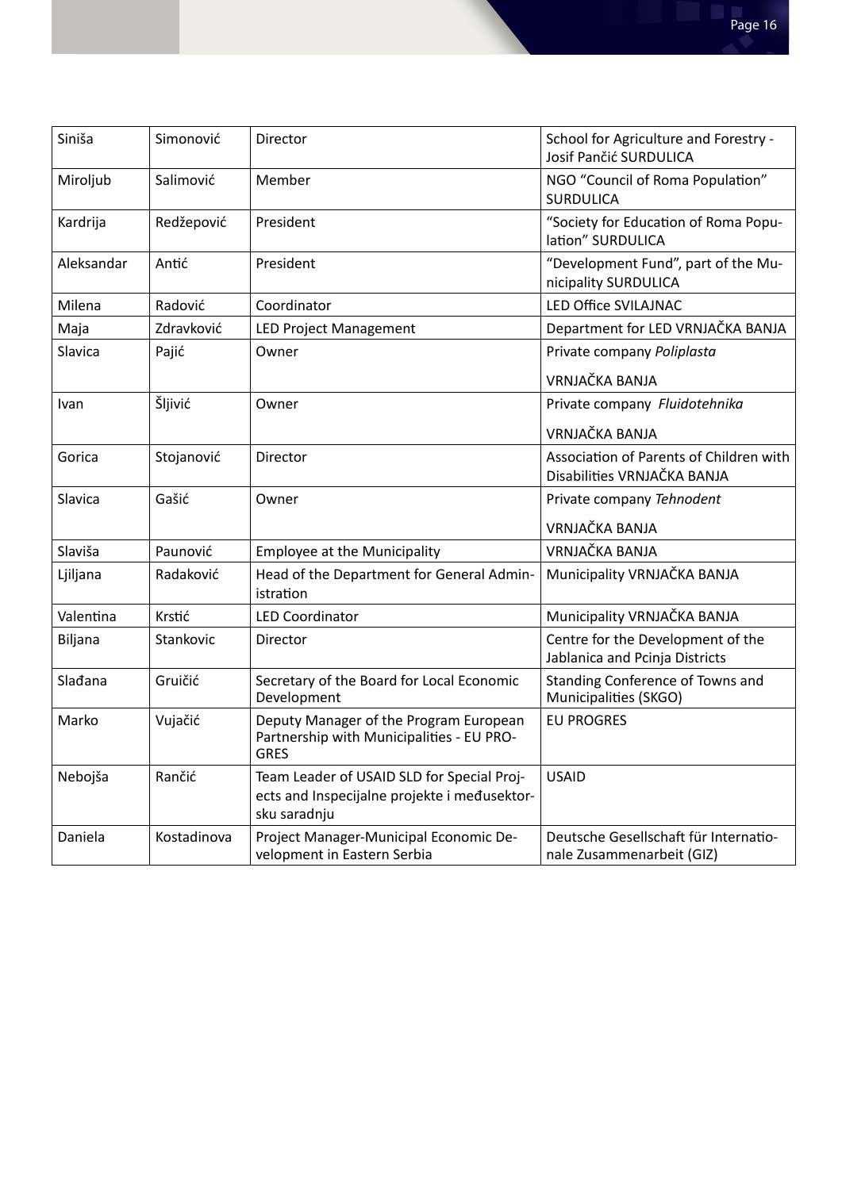| Siniša | Simonović | Director | School for Agriculture and Forestry - Josif Pančić SURDULICA |
|---|---|---|---|
| Miroljub | Salimović | Member | NGO “Council of Roma Population” SURDULICA |
| Kardrija | Redžepović | President | “Society for Education of Roma Population” SURDULICA |
| Aleksandar | Antić | President | “Development Fund”, part of the Municipality SURDULICA |
| Milena | Radović | Coordinator | LED Office SVILAJNAC |
| Maja | Zdravković | LED Project Management | Department for LED VRNJAČKA BANJA |
| Slavica | Pajić | Owner | Private company *Poliplasta* VRNJAČKA BANJA |
| Ivan | Šljivić | Owner | Private company *Fluidotehnika* VRNJAČKA BANJA |
| Gorica | Stojanović | Director | Association of Parents of Children with Disabilities VRNJAČKA BANJA |
| Slavica | Gašić | Owner | Private company *Tehnodent* VRNJAČKA BANJA |
| Slaviša | Paunović | Employee at the Municipality | VRNJAČKA BANJA |
| Ljiljana | Radaković | Head of the Department for General Administration | Municipality VRNJAČKA BANJA |
| Valentina | Krstić | LED Coordinator | Municipality VRNJAČKA BANJA |
| Biljana | Stankovic | Director | Centre for the Development of the Jablanica and Pcinja Districts |
| Slađana | Gruičić | Secretary of the Board for Local Economic Development | Standing Conference of Towns and Municipalities (SKGO) |
| Marko | Vujačić | Deputy Manager of the Program European Partnership with Municipalities - EU PROGRES | EU PROGRES |
| Nebojša | Rančić | Team Leader of USAID SLD for Special Projects and Inspecijalne projekte i međusektorsku saradnju | USAID |
| Daniela | Kostadinova | Project Manager-Municipal Economic Development in Eastern Serbia | Deutsche Gesellschaft für Internationale Zusammenarbeit (GIZ) |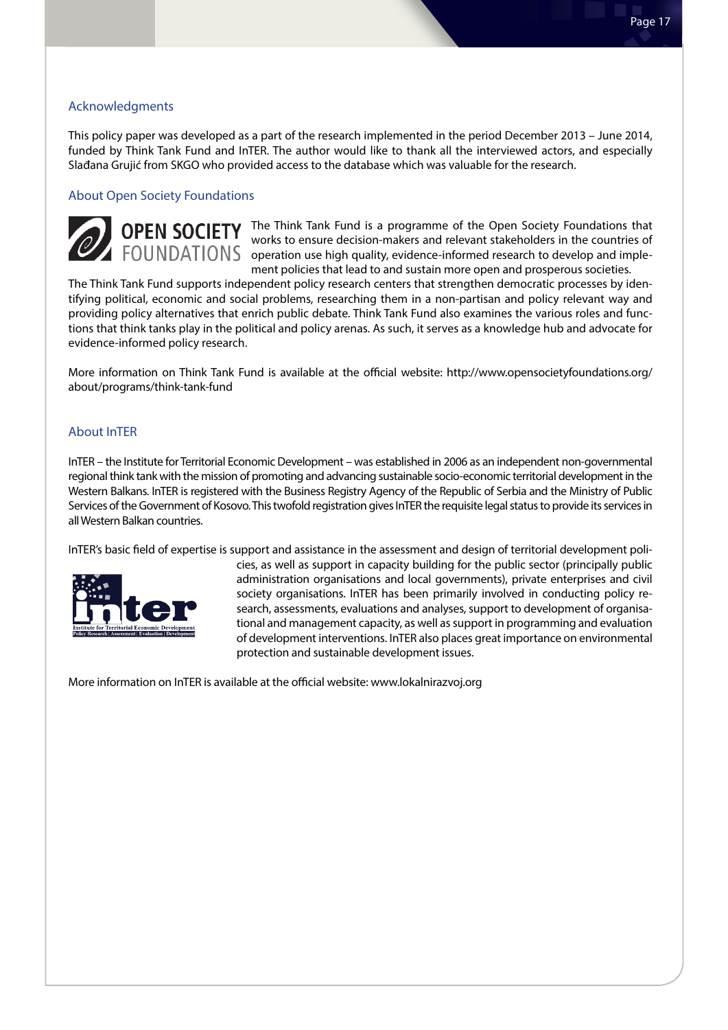## Acknowledgments

This policy paper was developed as a part of the research implemented in the period December 2013 – June 2014, funded by Think Tank Fund and InTER. The author would like to thank all the interviewed actors, and especially Slađana Grujić from SKGO who provided access to the database which was valuable for the research.

## About Open Society Foundations

The Think Tank Fund is a programme of the Open Society Foundations that works to ensure decision-makers and relevant stakeholders in the countries of operation use high quality, evidence-informed research to develop and implement policies that lead to and sustain more open and prosperous societies.

The Think Tank Fund supports independent policy research centers that strengthen democratic processes by identifying political, economic and social problems, researching them in a non-partisan and policy relevant way and providing policy alternatives that enrich public debate. Think Tank Fund also examines the various roles and functions that think tanks play in the political and policy arenas. As such, it serves as a knowledge hub and advocate for evidence-informed policy research.

More information on Think Tank Fund is available at the official website: http://www.opensocietyfoundations.org/about/programs/think-tank-fund

## About InTER

InTER – the Institute for Territorial Economic Development – was established in 2006 as an independent non-governmental regional think tank with the mission of promoting and advancing sustainable socio-economic territorial development in the Western Balkans. InTER is registered with the Business Registry Agency of the Republic of Serbia and the Ministry of Public Services of the Government of Kosovo. This twofold registration gives InTER the requisite legal status to provide its services in all Western Balkan countries.

InTER's basic field of expertise is support and assistance in the assessment and design of territorial development policies, as well as support in capacity building for the public sector (principally public administration organisations and local governments), private enterprises and civil society organisations. InTER has been primarily involved in conducting policy research, assessments, evaluations and analyses, support to development of organisational and management capacity, as well as support in programming and evaluation of development interventions. InTER also places great importance on environmental protection and sustainable development issues.

More information on InTER is available at the official website: www.lokalnirazvoj.org